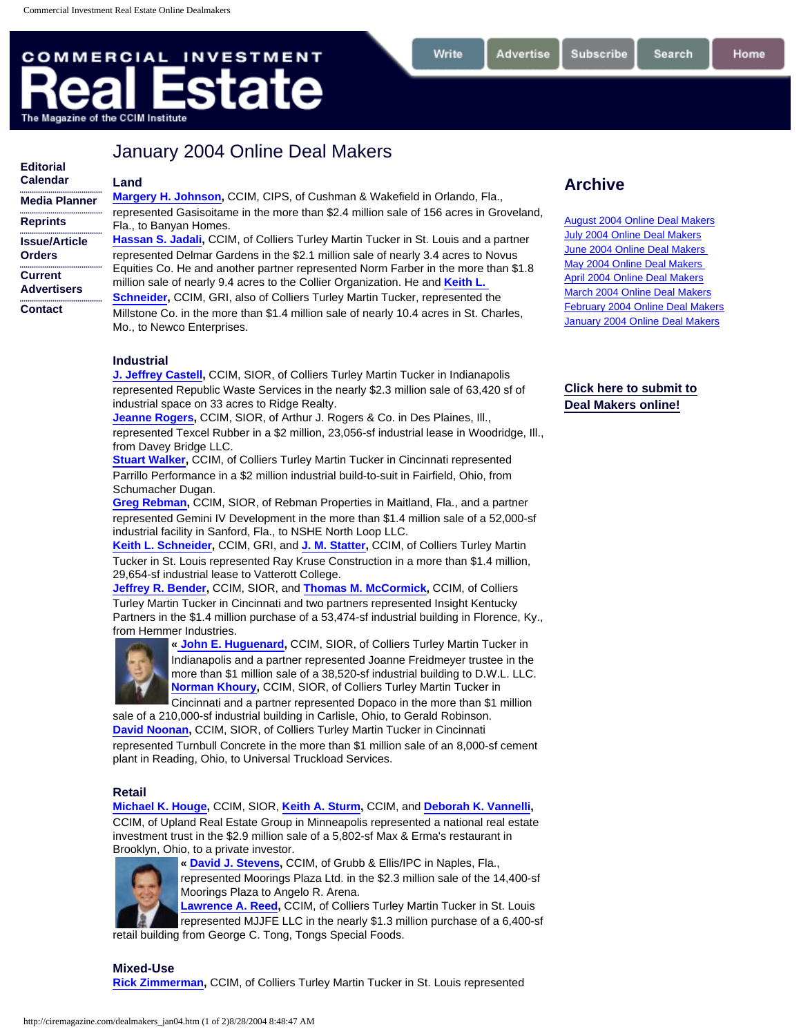Commercial Investment Real Estate Online Dealmakers

COMMERCIAL INVESTMENT

# Real Estate

The Magazine of the CCIM Institute

Write | Advertise | Subscribe | Search | Home

- Editorial Calendar
- Media Planner
- Reprints
- Issue/Article Orders
- Current Advertisers
- Contact

# January 2004 Online Deal Makers

### Land

**Margery H. Johnson**, CCIM, CIPS, of Cushman & Wakefield in Orlando, Fla., represented Gasisoitame in the more than $2.4 million sale of 156 acres in Groveland, Fla., to Banyan Homes.

**Hassan S. Jadali**, CCIM, of Colliers Turley Martin Tucker in St. Louis and a partner represented Delmar Gardens in the $2.1 million sale of nearly 3.4 acres to Novus Equities Co. He and another partner represented Norm Farber in the more than $1.8 million sale of nearly 9.4 acres to the Collier Organization. He and **Keith L. Schneider**, CCIM, GRI, also of Colliers Turley Martin Tucker, represented the Millstone Co. in the more than $1.4 million sale of nearly 10.4 acres in St. Charles, Mo., to Newco Enterprises.

### Industrial

**J. Jeffrey Castell**, CCIM, SIOR, of Colliers Turley Martin Tucker in Indianapolis represented Republic Waste Services in the nearly $2.3 million sale of 63,420 sf of industrial space on 33 acres to Ridge Realty.

**Jeanne Rogers**, CCIM, SIOR, of Arthur J. Rogers & Co. in Des Plaines, Ill., represented Texcel Rubber in a $2 million, 23,056-sf industrial lease in Woodridge, Ill., from Davey Bridge LLC.

**Stuart Walker**, CCIM, of Colliers Turley Martin Tucker in Cincinnati represented Parrillo Performance in a $2 million industrial build-to-suit in Fairfield, Ohio, from Schumacher Dugan.

**Greg Rebman**, CCIM, SIOR, of Rebman Properties in Maitland, Fla., and a partner represented Gemini IV Development in the more than $1.4 million sale of a 52,000-sf industrial facility in Sanford, Fla., to NSHE North Loop LLC.

**Keith L. Schneider**, CCIM, GRI, and **J. M. Statter**, CCIM, of Colliers Turley Martin Tucker in St. Louis represented Ray Kruse Construction in a more than $1.4 million, 29,654-sf industrial lease to Vatterott College.

**Jeffrey R. Bender**, CCIM, SIOR, and **Thomas M. McCormick**, CCIM, of Colliers Turley Martin Tucker in Cincinnati and two partners represented Insight Kentucky Partners in the $1.4 million purchase of a 53,474-sf industrial building in Florence, Ky., from Hemmer Industries.

**« John E. Huguenard**, CCIM, SIOR, of Colliers Turley Martin Tucker in Indianapolis and a partner represented Joanne Freidmeyer trustee in the more than $1 million sale of a 38,520-sf industrial building to D.W.L. LLC.

**Norman Khoury**, CCIM, SIOR, of Colliers Turley Martin Tucker in Cincinnati and a partner represented Dopaco in the more than $1 million sale of a 210,000-sf industrial building in Carlisle, Ohio, to Gerald Robinson.

**David Noonan**, CCIM, SIOR, of Colliers Turley Martin Tucker in Cincinnati represented Turnbull Concrete in the more than $1 million sale of an 8,000-sf cement plant in Reading, Ohio, to Universal Truckload Services.

### Retail

**Michael K. Houge**, CCIM, SIOR, **Keith A. Sturm**, CCIM, and **Deborah K. Vannelli**, CCIM, of Upland Real Estate Group in Minneapolis represented a national real estate investment trust in the $2.9 million sale of a 5,802-sf Max & Erma's restaurant in Brooklyn, Ohio, to a private investor.

**« David J. Stevens**, CCIM, of Grubb & Ellis/IPC in Naples, Fla., represented Moorings Plaza Ltd. in the $2.3 million sale of the 14,400-sf Moorings Plaza to Angelo R. Arena.

**Lawrence A. Reed**, CCIM, of Colliers Turley Martin Tucker in St. Louis represented MJJFE LLC in the nearly $1.3 million purchase of a 6,400-sf retail building from George C. Tong, Tongs Special Foods.

### Mixed-Use

**Rick Zimmerman**, CCIM, of Colliers Turley Martin Tucker in St. Louis represented

## Archive

- August 2004 Online Deal Makers
- July 2004 Online Deal Makers
- June 2004 Online Deal Makers
- May 2004 Online Deal Makers
- April 2004 Online Deal Makers
- March 2004 Online Deal Makers
- February 2004 Online Deal Makers
- January 2004 Online Deal Makers

**Click here to submit to Deal Makers online!**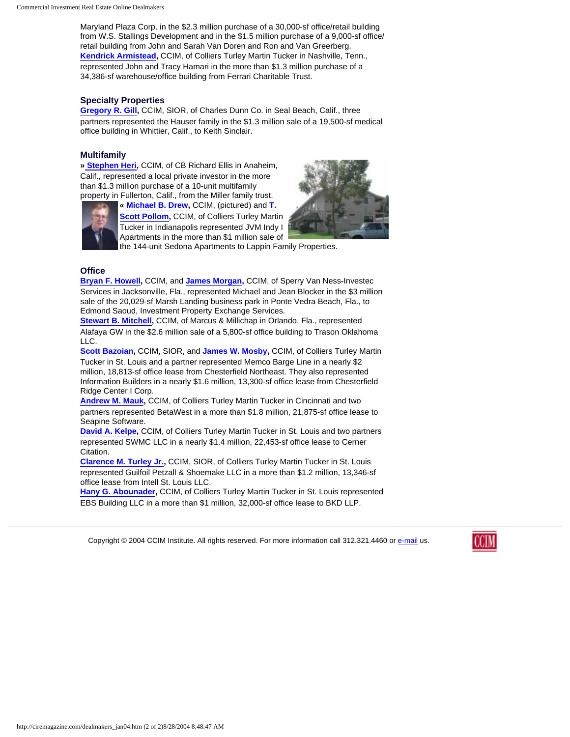Maryland Plaza Corp. in the $2.3 million purchase of a 30,000-sf office/retail building from W.S. Stallings Development and in the $1.5 million purchase of a 9,000-sf office/retail building from John and Sarah Van Doren and Ron and Van Greerberg.

**Kendrick Armistead,** CCIM, of Colliers Turley Martin Tucker in Nashville, Tenn., represented John and Tracy Hamari in the more than $1.3 million purchase of a 34,386-sf warehouse/office building from Ferrari Charitable Trust.

### Specialty Properties

**Gregory R. Gill,** CCIM, SIOR, of Charles Dunn Co. in Seal Beach, Calif., three partners represented the Hauser family in the $1.3 million sale of a 19,500-sf medical office building in Whittier, Calif., to Keith Sinclair.

### Multifamily

**» Stephen Heri,** CCIM, of CB Richard Ellis in Anaheim, Calif., represented a local private investor in the more than $1.3 million purchase of a 10-unit multifamily property in Fullerton, Calif., from the Miller family trust.

**« Michael B. Drew,** CCIM, (pictured) and **T. Scott Pollom,** CCIM, of Colliers Turley Martin Tucker in Indianapolis represented JVM Indy I Apartments in the more than $1 million sale of the 144-unit Sedona Apartments to Lappin Family Properties.

### Office

**Bryan F. Howell,** CCIM, and **James Morgan,** CCIM, of Sperry Van Ness-Investec Services in Jacksonville, Fla., represented Michael and Jean Blocker in the $3 million sale of the 20,029-sf Marsh Landing business park in Ponte Vedra Beach, Fla., to Edmond Saoud, Investment Property Exchange Services.

**Stewart B. Mitchell,** CCIM, of Marcus & Millichap in Orlando, Fla., represented Alafaya GW in the $2.6 million sale of a 5,800-sf office building to Trason Oklahoma LLC.

**Scott Bazoian,** CCIM, SIOR, and **James W. Mosby,** CCIM, of Colliers Turley Martin Tucker in St. Louis and a partner represented Memco Barge Line in a nearly $2 million, 18,813-sf office lease from Chesterfield Northeast. They also represented Information Builders in a nearly $1.6 million, 13,300-sf office lease from Chesterfield Ridge Center I Corp.

**Andrew M. Mauk,** CCIM, of Colliers Turley Martin Tucker in Cincinnati and two partners represented BetaWest in a more than $1.8 million, 21,875-sf office lease to Seapine Software.

**David A. Kelpe,** CCIM, of Colliers Turley Martin Tucker in St. Louis and two partners represented SWMC LLC in a nearly $1.4 million, 22,453-sf office lease to Cerner Citation.

**Clarence M. Turley Jr.,** CCIM, SIOR, of Colliers Turley Martin Tucker in St. Louis represented Guilfoil Petzall & Shoemake LLC in a more than $1.2 million, 13,346-sf office lease from Intell St. Louis LLC.

**Hany G. Abounader,** CCIM, of Colliers Turley Martin Tucker in St. Louis represented EBS Building LLC in a more than $1 million, 32,000-sf office lease to BKD LLP.

---

Copyright © 2004 CCIM Institute. All rights reserved. For more information call 312.321.4460 or e-mail us.